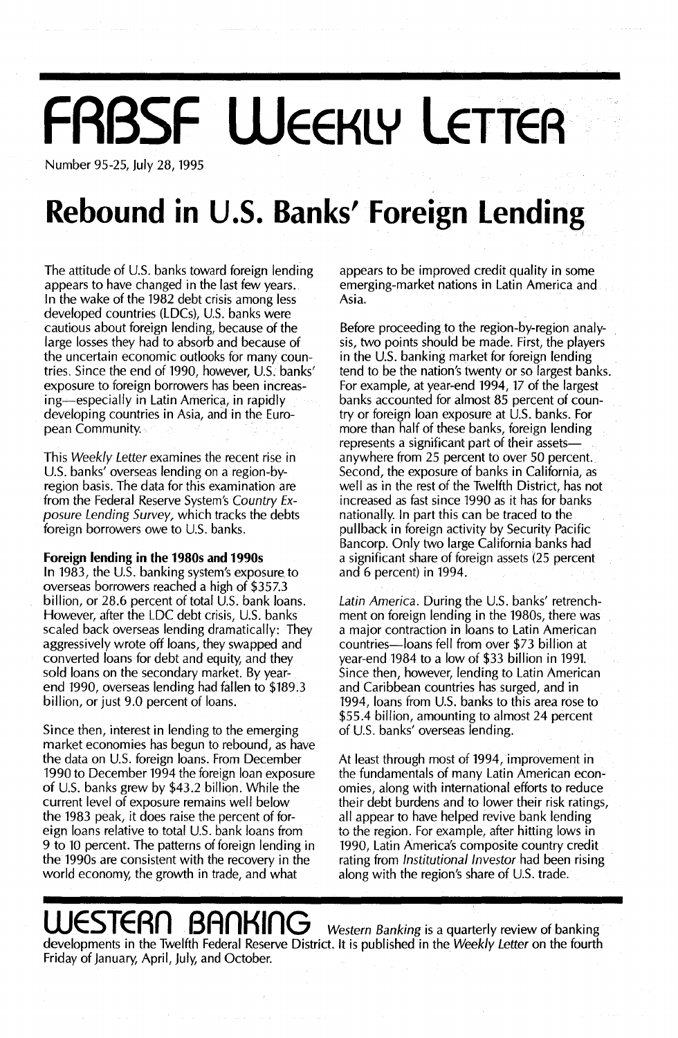// FRBSF Weekly Letter

Number 95-25, July 28, 1995

# Rebound in U.S. Banks' Foreign Lending

The attitude of U.S. banks toward foreign lending appears to have changed in the last few years. In the wake of the 1982 debt crisis among less developed countries (LDCs), U.S. banks were cautious about foreign lending, because of the large losses they had to absorb and because of the uncertain economic outlooks for many countries. Since the end of 1990, however, U.S. banks' exposure to foreign borrowers has been increasing—especially in Latin America, in rapidly developing countries in Asia, and in the European Community.

This *Weekly Letter* examines the recent rise in U.S. banks' overseas lending on a region-by-region basis. The data for this examination are from the Federal Reserve System's *Country Exposure Lending Survey*, which tracks the debts foreign borrowers owe to U.S. banks.

**Foreign lending in the 1980s and 1990s**

In 1983, the U.S. banking system's exposure to overseas borrowers reached a high of $357.3 billion, or 28.6 percent of total U.S. bank loans. However, after the LDC debt crisis, U.S. banks scaled back overseas lending dramatically: They aggressively wrote off loans, they swapped and converted loans for debt and equity, and they sold loans on the secondary market. By year-end 1990, overseas lending had fallen to $189.3 billion, or just 9.0 percent of loans.

Since then, interest in lending to the emerging market economies has begun to rebound, as have the data on U.S. foreign loans. From December 1990 to December 1994 the foreign loan exposure of U.S. banks grew by $43.2 billion. While the current level of exposure remains well below the 1983 peak, it does raise the percent of foreign loans relative to total U.S. bank loans from 9 to 10 percent. The patterns of foreign lending in the 1990s are consistent with the recovery in the world economy, the growth in trade, and what appears to be improved credit quality in some emerging-market nations in Latin America and Asia.

Before proceeding to the region-by-region analysis, two points should be made. First, the players in the U.S. banking market for foreign lending tend to be the nation's twenty or so largest banks. For example, at year-end 1994, 17 of the largest banks accounted for almost 85 percent of country or foreign loan exposure at U.S. banks. For more than half of these banks, foreign lending represents a significant part of their assets—anywhere from 25 percent to over 50 percent. Second, the exposure of banks in California, as well as in the rest of the Twelfth District, has not increased as fast since 1990 as it has for banks nationally. In part this can be traced to the pullback in foreign activity by Security Pacific Bancorp. Only two large California banks had a significant share of foreign assets (25 percent and 6 percent) in 1994.

*Latin America*. During the U.S. banks' retrenchment on foreign lending in the 1980s, there was a major contraction in loans to Latin American countries—loans fell from over $73 billion at year-end 1984 to a low of $33 billion in 1991. Since then, however, lending to Latin American and Caribbean countries has surged, and in 1994, loans from U.S. banks to this area rose to $55.4 billion, amounting to almost 24 percent of U.S. banks' overseas lending.

At least through most of 1994, improvement in the fundamentals of many Latin American economies, along with international efforts to reduce their debt burdens and to lower their risk ratings, all appear to have helped revive bank lending to the region. For example, after hitting lows in 1990, Latin America's composite country credit rating from *Institutional Investor* had been rising along with the region's share of U.S. trade.

**WESTERN BANKING** *Western Banking* is a quarterly review of banking developments in the Twelfth Federal Reserve District. It is published in the *Weekly Letter* on the fourth Friday of January, April, July, and October.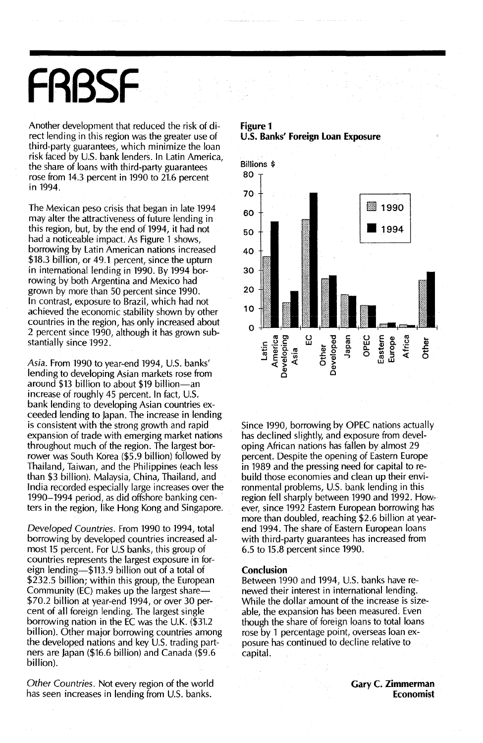# FRBSF

Another development that reduced the risk of direct lending in this region was the greater use of third-party guarantees, which minimize the loan risk faced by U.S. bank lenders. In Latin America, the share of loans with third-party guarantees rose from 14.3 percent in 1990 to 21.6 percent in 1994.

The Mexican peso crisis that began in late 1994 may alter the attractiveness of future lending in this region, but, by the end of 1994, it had not had a noticeable impact. As Figure 1 shows, borrowing by Latin American nations increased $18.3 billion, or 49.1 percent, since the upturn in international lending in 1990. By 1994 borrowing by both Argentina and Mexico had grown by more than 50 percent since 1990. In contrast, exposure to Brazil, which had not achieved the economic stability shown by other countries in the region, has only increased about 2 percent since 1990, although it has grown substantially since 1992.

*Asia.* From 1990 to year-end 1994, U.S. banks' lending to developing Asian markets rose from around $13 billion to about $19 billion—an increase of roughly 45 percent. In fact, U.S. bank lending to developing Asian countries exceeded lending to Japan. The increase in lending is consistent with the strong growth and rapid expansion of trade with emerging market nations throughout much of the region. The largest borrower was South Korea ($5.9 billion) followed by Thailand, Taiwan, and the Philippines (each less than $3 billion). Malaysia, China, Thailand, and India recorded especially large increases over the 1990–1994 period, as did offshore banking centers in the region, like Hong Kong and Singapore.

*Developed Countries.* From 1990 to 1994, total borrowing by developed countries increased almost 15 percent. For U.S banks, this group of countries represents the largest exposure in foreign lending—$113.9 billion out of a total of $232.5 billion; within this group, the European Community (EC) makes up the largest share—$70.2 billion at year-end 1994, or over 30 percent of all foreign lending. The largest single borrowing nation in the EC was the U.K. ($31.2 billion). Other major borrowing countries among the developed nations and key U.S. trading partners are Japan ($16.6 billion) and Canada ($9.6 billion).

*Other Countries.* Not every region of the world has seen increases in lending from U.S. banks.

**Figure 1**
**U.S. Banks' Foreign Loan Exposure**

Billions $

80
70
60
50
40
30
20
10
0

1990
1994

Latin America
Developing Asia
EC
Other Developed
Japan
OPEC
Eastern Europe
Africa
Other

Since 1990, borrowing by OPEC nations actually has declined slightly, and exposure from developing African nations has fallen by almost 29 percent. Despite the opening of Eastern Europe in 1989 and the pressing need for capital to rebuild those economies and clean up their environmental problems, U.S. bank lending in this region fell sharply between 1990 and 1992. However, since 1992 Eastern European borrowing has more than doubled, reaching $2.6 billion at year-end 1994. The share of Eastern European loans with third-party guarantees has increased from 6.5 to 15.8 percent since 1990.

## Conclusion

Between 1990 and 1994, U.S. banks have renewed their interest in international lending. While the dollar amount of the increase is sizeable, the expansion has been measured. Even though the share of foreign loans to total loans rose by 1 percentage point, overseas loan exposure has continued to decline relative to capital.

**Gary C. Zimmerman**
**Economist**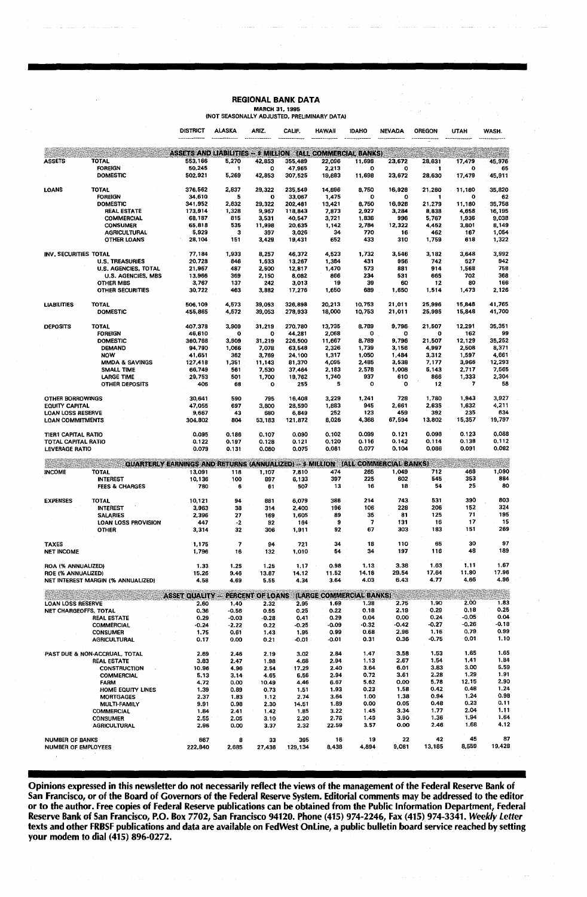# REGIONAL BANK DATA

**MARCH 31, 1995**
**(NOT SEASONALLY ADJUSTED, PRELIMINARY DATA)**

| | | DISTRICT | ALASKA | ARIZ. | CALIF. | HAWAII | IDAHO | NEVADA | OREGON | UTAH | WASH. |
|---|---|---|---|---|---|---|---|---|---|---|---|
| **ASSETS AND LIABILITIES -- $ MILLION (ALL COMMERCIAL BANKS)** | | | | | | | | | | | |
| ASSETS | TOTAL | 553,166 | 5,270 | 42,853 | 355,489 | 22,096 | 11,698 | 23,672 | 28,631 | 17,479 | 45,976 |
| | FOREIGN | 50,245 | 1 | 0 | 47,965 | 2,213 | 0 | 0 | 1 | 0 | 65 |
| | DOMESTIC | 502,921 | 5,269 | 42,853 | 307,525 | 19,883 | 11,698 | 23,672 | 28,630 | 17,479 | 45,911 |
| LOANS | TOTAL | 376,562 | 2,837 | 29,322 | 235,549 | 14,896 | 8,750 | 16,928 | 21,280 | 11,180 | 35,820 |
| | FOREIGN | 34,610 | 5 | 0 | 33,067 | 1,475 | 0 | 0 | 1 | 0 | 62 |
| | DOMESTIC | 341,952 | 2,832 | 29,322 | 202,481 | 13,421 | 8,750 | 16,928 | 21,279 | 11,180 | 35,758 |
| | REAL ESTATE | 173,914 | 1,328 | 9,967 | 118,843 | 7,873 | 2,927 | 3,284 | 8,838 | 4,658 | 16,195 |
| | COMMERCIAL | 68,187 | 815 | 3,531 | 40,547 | 3,721 | 1,836 | 996 | 5,767 | 1,936 | 9,038 |
| | CONSUMER | 65,818 | 535 | 11,998 | 20,635 | 1,142 | 2,784 | 12,322 | 4,452 | 3,801 | 8,149 |
| | AGRICULTURAL | 5,929 | 3 | 397 | 3,026 | 34 | 770 | 16 | 462 | 167 | 1,054 |
| | OTHER LOANS | 28,104 | 151 | 3,429 | 19,431 | 652 | 433 | 310 | 1,759 | 618 | 1,322 |
| INV. SECURITIES | TOTAL | 77,184 | 1,933 | 8,257 | 46,372 | 4,523 | 1,732 | 3,546 | 3,182 | 3,648 | 3,992 |
| | U.S. TREASURIES | 20,728 | 846 | 1,633 | 13,267 | 1,384 | 431 | 956 | 742 | 527 | 942 |
| | U.S. AGENCIES, TOTAL | 21,967 | 487 | 2,500 | 12,817 | 1,470 | 573 | 881 | 914 | 1,568 | 758 |
| | U.S. AGENCIES, MBS | 13,966 | 369 | 2,150 | 8,082 | 866 | 234 | 531 | 665 | 702 | 368 |
| | OTHER MBS | 3,767 | 137 | 242 | 3,013 | 19 | 39 | 60 | 12 | 80 | 166 |
| | OTHER SECURITIES | 30,722 | 463 | 3,882 | 17,276 | 1,650 | 689 | 1,650 | 1,514 | 1,473 | 2,126 |
| LIABILITIES | TOTAL | 506,109 | 4,573 | 39,053 | 326,898 | 20,213 | 10,753 | 21,011 | 25,996 | 15,848 | 41,765 |
| | DOMESTIC | 455,865 | 4,572 | 39,053 | 278,933 | 18,000 | 10,753 | 21,011 | 25,995 | 15,848 | 41,700 |
| DEPOSITS | TOTAL | 407,378 | 3,909 | 31,219 | 270,780 | 13,735 | 8,789 | 9,796 | 21,507 | 12,291 | 35,351 |
| | FOREIGN | 46,610 | 0 | 0 | 44,281 | 2,068 | 0 | 0 | 0 | 162 | 99 |
| | DOMESTIC | 360,768 | 3,909 | 31,219 | 226,500 | 11,667 | 8,789 | 9,796 | 21,507 | 12,129 | 35,252 |
| | DEMAND | 94,790 | 1,066 | 7,078 | 63,548 | 2,326 | 1,739 | 3,156 | 4,997 | 2,508 | 8,371 |
| | NOW | 41,651 | 362 | 3,769 | 24,100 | 1,317 | 1,050 | 1,484 | 3,312 | 1,597 | 4,661 |
| | MMDA & SAVINGS | 127,418 | 1,351 | 11,143 | 81,370 | 4,095 | 2,485 | 3,538 | 7,177 | 3,966 | 12,293 |
| | SMALL TIME | 66,749 | 561 | 7,530 | 37,464 | 2,183 | 2,578 | 1,008 | 5,143 | 2,717 | 7,565 |
| | LARGE TIME | 29,753 | 501 | 1,700 | 19,762 | 1,740 | 937 | 610 | 866 | 1,333 | 2,304 |
| | OTHER DEPOSITS | 406 | 68 | 0 | 255 | 5 | 0 | 0 | 12 | 7 | 58 |
| OTHER BORROWINGS | | 30,641 | 590 | 795 | 16,408 | 3,229 | 1,241 | 728 | 1,780 | 1,943 | 3,927 |
| EQUITY CAPITAL | | 47,055 | 697 | 3,800 | 28,590 | 1,883 | 945 | 2,661 | 2,635 | 1,632 | 4,211 |
| LOAN LOSS RESERVE | | 9,667 | 43 | 680 | 6,849 | 252 | 123 | 459 | 392 | 235 | 634 |
| LOAN COMMITMENTS | | 304,802 | 804 | 53,183 | 121,872 | 6,026 | 4,368 | 67,594 | 13,802 | 15,357 | 19,797 |
| TIER1 CAPITAL RATIO | | 0.095 | 0.186 | 0.107 | 0.090 | 0.102 | 0.099 | 0.121 | 0.098 | 0.123 | 0.088 |
| TOTAL CAPITAL RATIO | | 0.122 | 0.197 | 0.128 | 0.121 | 0.120 | 0.116 | 0.142 | 0.114 | 0.138 | 0.112 |
| LEVERAGE RATIO | | 0.079 | 0.131 | 0.080 | 0.075 | 0.081 | 0.077 | 0.104 | 0.086 | 0.091 | 0.082 |
| **QUARTERLY EARNINGS AND RETURNS (ANNUALIZED) -- $ MILLION (ALL COMMERCIAL BANKS)** | | | | | | | | | | | |
| INCOME | TOTAL | 13,091 | 118 | 1,107 | 7,810 | 474 | 265 | 1,049 | 712 | 468 | 1,090 |
| | INTEREST | 10,136 | 100 | 897 | 6,133 | 397 | 225 | 602 | 545 | 353 | 884 |
| | FEES & CHARGES | 780 | 6 | 61 | 507 | 13 | 16 | 18 | 54 | 25 | 80 |
| EXPENSES | TOTAL | 10,121 | 94 | 881 | 6,079 | 386 | 214 | 743 | 531 | 390 | 803 |
| | INTEREST | 3,963 | 38 | 314 | 2,400 | 196 | 106 | 228 | 206 | 152 | 324 |
| | SALARIES | 2,396 | 27 | 169 | 1,605 | 89 | 35 | 81 | 125 | 71 | 195 |
| | LOAN LOSS PROVISION | 447 | -2 | 92 | 164 | 9 | 7 | 131 | 16 | 17 | 15 |
| | OTHER | 3,314 | 32 | 306 | 1,911 | 92 | 67 | 303 | 183 | 151 | 269 |
| TAXES | | 1,175 | 7 | 94 | 721 | 34 | 18 | 110 | 65 | 30 | 97 |
| NET INCOME | | 1,796 | 16 | 132 | 1,010 | 54 | 34 | 197 | 116 | 48 | 189 |
| ROA (% ANNUALIZED) | | 1.33 | 1.25 | 1.25 | 1.17 | 0.98 | 1.13 | 3.38 | 1.63 | 1.11 | 1.67 |
| ROE (% ANNUALIZED) | | 15.26 | 9.46 | 13.87 | 14.12 | 11.52 | 14.18 | 29.54 | 17.64 | 11.80 | 17.96 |
| NET INTEREST MARGIN (% ANNUALIZED) | | 4.58 | 4.69 | 5.55 | 4.34 | 3.64 | 4.03 | 6.43 | 4.77 | 4.66 | 4.96 |
| **ASSET QUALITY -- PERCENT OF LOANS (LARGE COMMERCIAL BANKS)** | | | | | | | | | | | |
| LOAN LOSS RESERVE | | 2.60 | 1.40 | 2.32 | 2.95 | 1.69 | 1.38 | 2.75 | 1.90 | 2.00 | 1.83 |
| NET CHARGEOFFS, TOTAL | | 0.36 | -0.56 | 0.55 | 0.25 | 0.22 | 0.18 | 2.19 | 0.29 | 0.18 | 0.25 |
| | REAL ESTATE | 0.29 | -0.03 | -0.28 | 0.41 | 0.29 | 0.04 | 0.00 | 0.24 | -0.05 | 0.04 |
| | COMMERCIAL | -0.24 | -2.22 | 0.22 | -0.25 | -0.09 | -0.32 | -0.42 | -0.27 | -0.26 | -0.18 |
| | CONSUMER | 1.75 | 0.61 | 1.43 | 1.95 | 0.99 | 0.68 | 2.96 | 1.16 | 0.79 | 0.99 |
| | AGRICULTURAL | 0.17 | 0.00 | 0.21 | -0.01 | -0.01 | 0.31 | 0.36 | -0.75 | 0.01 | 1.10 |
| PAST DUE & NON-ACCRUAL, TOTAL | | 2.69 | 2.46 | 2.19 | 3.02 | 2.84 | 1.47 | 3.58 | 1.53 | 1.65 | 1.65 |
| | REAL ESTATE | 3.83 | 2.47 | 1.98 | 4.68 | 2.94 | 1.13 | 2.67 | 1.54 | 1.41 | 1.84 |
| | CONSTRUCTION | 10.96 | 4.96 | 2.54 | 17.29 | 2.40 | 3.64 | 6.01 | 3.83 | 3.00 | 5.59 |
| | COMMERCIAL | 5.13 | 3.14 | 4.65 | 6.56 | 2.94 | 0.72 | 3.61 | 2.28 | 1.29 | 1.91 |
| | FARM | 4.72 | 0.00 | 10.49 | 4.46 | 6.67 | 5.62 | 0.00 | 5.78 | 12.15 | 2.90 |
| | HOME EQUITY LINES | 1.39 | 0.89 | 0.73 | 1.51 | 1.93 | 0.23 | 1.58 | 0.42 | 0.48 | 1.24 |
| | MORTGAGES | 2.37 | 1.83 | 1.12 | 2.74 | 3.64 | 1.00 | 1.38 | 0.94 | 1.24 | 0.98 |
| | MULTI-FAMILY | 9.91 | 0.98 | 2.30 | 14.51 | 1.89 | 0.00 | 0.05 | 0.48 | 0.23 | 0.11 |
| | COMMERCIAL | 1.84 | 2.41 | 1.42 | 1.85 | 3.22 | 1.45 | 3.34 | 1.77 | 2.04 | 1.11 |
| | CONSUMER | 2.55 | 2.05 | 3.10 | 2.20 | 2.76 | 1.49 | 3.90 | 1.36 | 1.94 | 1.64 |
| | AGRICULTURAL | 2.96 | 0.00 | 3.37 | 2.32 | 22.59 | 3.57 | 0.00 | 2.46 | 1.68 | 4.12 |
| NUMBER OF BANKS | | 667 | 8 | 33 | 395 | 16 | 19 | 22 | 42 | 45 | 87 |
| NUMBER OF EMPLOYEES | | 222,840 | 2,685 | 27,436 | 129,134 | 8,438 | 4,894 | 9,081 | 13,185 | 8,559 | 19,428 |

**Opinions expressed in this newsletter do not necessarily reflect the views of the management of the Federal Reserve Bank of San Francisco, or of the Board of Governors of the Federal Reserve System. Editorial comments may be addressed to the editor or to the author. Free copies of Federal Reserve publications can be obtained from the Public Information Department, Federal Reserve Bank of San Francisco, P.O. Box 7702, San Francisco 94120. Phone (415) 974-2246, Fax (415) 974-3341. *Weekly Letter* texts and other FRBSF publications and data are available on FedWest OnLine, a public bulletin board service reached by setting your modem to dial (415) 896-0272.**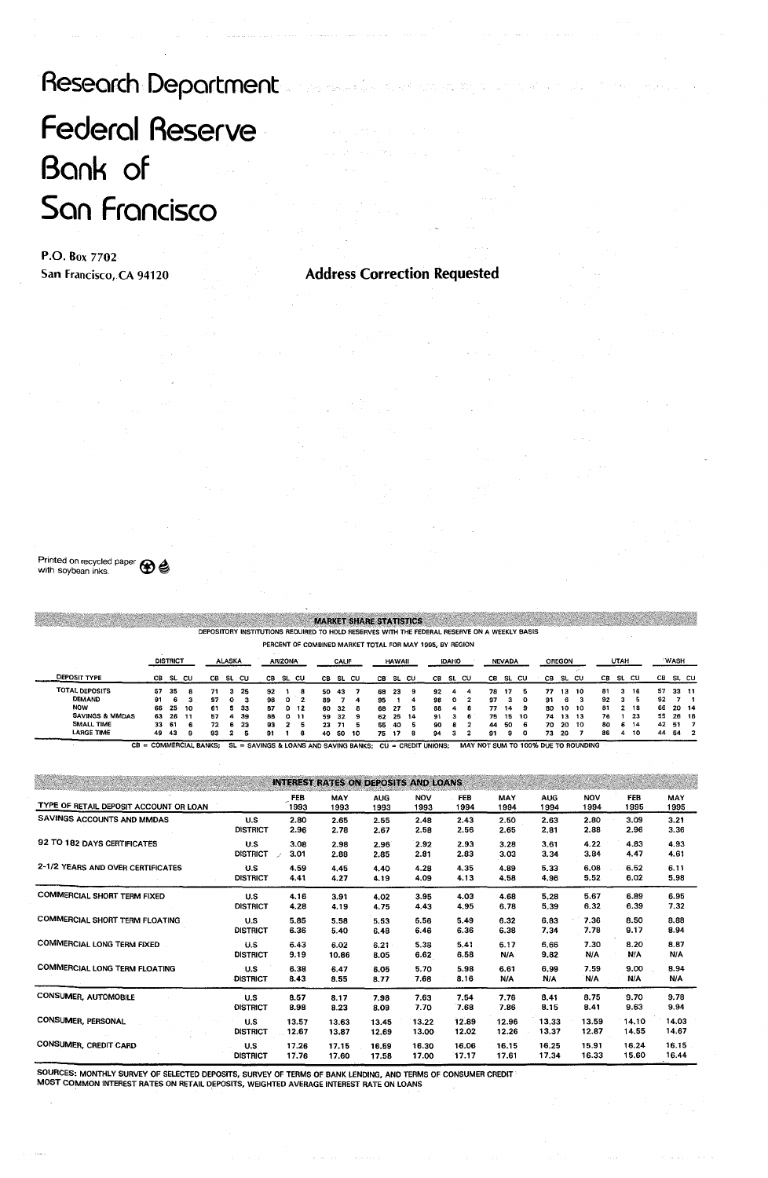# Research Department

# Federal Reserve Bank of San Francisco

P.O. Box 7702
San Francisco, CA 94120

**Address Correction Requested**

Printed on recycled paper with soybean inks.

## MARKET SHARE STATISTICS

DEPOSITORY INSTITUTIONS REQUIRED TO HOLD RESERVES WITH THE FEDERAL RESERVE ON A WEEKLY BASIS

PERCENT OF COMBINED MARKET TOTAL FOR MAY 1995, BY REGION

| | DISTRICT | | | ALASKA | | | ARIZONA | | | CALIF | | | HAWAII | | | IDAHO | | | NEVADA | | | OREGON | | | UTAH | | | WASH | | |
|---|---|---|---|---|---|---|---|---|---|---|---|---|---|---|---|---|---|---|---|---|---|---|---|---|---|---|---|---|---|---|
| DEPOSIT TYPE | CB | SL | CU | CB | SL | CU | CB | SL | CU | CB | SL | CU | CB | SL | CU | CB | SL | CU | CB | SL | CU | CB | SL | CU | CB | SL | CU | CB | SL | CU |
| TOTAL DEPOSITS | 57 | 35 | 8 | 71 | 3 | 25 | 92 | 1 | 8 | 50 | 43 | 7 | 68 | 23 | 9 | 92 | 4 | 4 | 78 | 17 | 5 | 77 | 13 | 10 | 81 | 3 | 16 | 57 | 33 | 11 |
| DEMAND | 91 | 6 | 3 | 97 | 0 | 3 | 98 | 0 | 2 | 89 | 7 | 4 | 95 | 1 | 4 | 98 | 0 | 2 | 97 | 3 | 0 | 91 | 6 | 3 | 92 | 3 | 5 | 92 | 7 | 1 |
| NOW | 66 | 25 | 10 | 61 | 5 | 33 | 87 | 0 | 12 | 60 | 32 | 8 | 68 | 27 | 5 | 88 | 4 | 8 | 77 | 14 | 9 | 80 | 10 | 10 | 81 | 2 | 18 | 66 | 20 | 14 |
| SAVINGS & MMDAS | 63 | 26 | 11 | 57 | 4 | 39 | 88 | 0 | 11 | 59 | 32 | 9 | 62 | 25 | 14 | 91 | 3 | 6 | 75 | 15 | 10 | 74 | 13 | 13 | 76 | 1 | 23 | 55 | 26 | 18 |
| SMALL TIME | 33 | 61 | 6 | 72 | 6 | 23 | 93 | 2 | 5 | 23 | 71 | 5 | 55 | 40 | 5 | 90 | 8 | 2 | 44 | 50 | 6 | 70 | 20 | 10 | 80 | 6 | 14 | 42 | 51 | 7 |
| LARGE TIME | 49 | 43 | 9 | 93 | 2 | 5 | 91 | 1 | 8 | 40 | 50 | 10 | 75 | 17 | 8 | 94 | 3 | 2 | 91 | 9 | 0 | 73 | 20 | 7 | 86 | 4 | 10 | 44 | 54 | 2 |

CB = COMMERCIAL BANKS; SL = SAVINGS & LOANS AND SAVING BANKS; CU = CREDIT UNIONS; MAY NOT SUM TO 100% DUE TO ROUNDING

## INTEREST RATES ON DEPOSITS AND LOANS

| TYPE OF RETAIL DEPOSIT ACCOUNT OR LOAN | | FEB 1993 | MAY 1993 | AUG 1993 | NOV 1993 | FEB 1994 | MAY 1994 | AUG 1994 | NOV 1994 | FEB 1995 | MAY 1995 |
|---|---|---|---|---|---|---|---|---|---|---|---|
| SAVINGS ACCOUNTS AND MMDAS | U.S | 2.80 | 2.65 | 2.55 | 2.48 | 2.43 | 2.50 | 2.63 | 2.80 | 3.09 | 3.21 |
| | DISTRICT | 2.96 | 2.78 | 2.67 | 2.58 | 2.56 | 2.65 | 2.81 | 2.88 | 2.96 | 3.36 |
| 92 TO 182 DAYS CERTIFICATES | U.S | 3.08 | 2.98 | 2.96 | 2.92 | 2.93 | 3.28 | 3.61 | 4.22 | 4.83 | 4.93 |
| | DISTRICT | 3.01 | 2.88 | 2.85 | 2.81 | 2.83 | 3.03 | 3.34 | 3.84 | 4.47 | 4.61 |
| 2-1/2 YEARS AND OVER CERTIFICATES | U.S | 4.59 | 4.45 | 4.40 | 4.28 | 4.35 | 4.89 | 5.33 | 6.08 | 6.52 | 6.11 |
| | DISTRICT | 4.41 | 4.27 | 4.19 | 4.09 | 4.13 | 4.58 | 4.96 | 5.52 | 6.02 | 5.98 |
| COMMERCIAL SHORT TERM FIXED | U.S | 4.16 | 3.91 | 4.02 | 3.95 | 4.03 | 4.68 | 5.28 | 5.67 | 6.89 | 6.95 |
| | DISTRICT | 4.28 | 4.19 | 4.75 | 4.43 | 4.95 | 6.78 | 5.39 | 6.32 | 6.39 | 7.32 |
| COMMERCIAL SHORT TERM FLOATING | U.S | 5.85 | 5.58 | 5.53 | 5.56 | 5.49 | 6.32 | 6.83 | 7.36 | 8.50 | 8.88 |
| | DISTRICT | 6.36 | 5.40 | 6.48 | 6.46 | 6.36 | 6.38 | 7.34 | 7.78 | 9.17 | 8.94 |
| COMMERCIAL LONG TERM FIXED | U.S | 6.43 | 6.02 | 6.21 | 5.38 | 5.41 | 6.17 | 6.66 | 7.30 | 8.20 | 8.87 |
| | DISTRICT | 9.19 | 10.86 | 8.05 | 6.62 | 6.58 | N/A | 9.82 | N/A | N/A | N/A |
| COMMERCIAL LONG TERM FLOATING | U.S | 6.38 | 6.47 | 6.05 | 5.70 | 5.98 | 6.61 | 6.99 | 7.59 | 9.00 | 8.94 |
| | DISTRICT | 8.43 | 8.55 | 8.77 | 7.68 | 8.16 | N/A | N/A | N/A | N/A | N/A |
| CONSUMER, AUTOMOBILE | U.S | 8.57 | 8.17 | 7.98 | 7.63 | 7.54 | 7.76 | 8.41 | 8.75 | 9.70 | 9.78 |
| | DISTRICT | 8.98 | 8.23 | 8.09 | 7.70 | 7.68 | 7.86 | 8.15 | 8.41 | 9.63 | 9.94 |
| CONSUMER, PERSONAL | U.S | 13.57 | 13.63 | 13.45 | 13.22 | 12.89 | 12.96 | 13.33 | 13.59 | 14.10 | 14.03 |
| | DISTRICT | 12.67 | 13.87 | 12.69 | 13.00 | 12.02 | 12.26 | 13.37 | 12.87 | 14.55 | 14.67 |
| CONSUMER, CREDIT CARD | U.S | 17.26 | 17.15 | 16.69 | 16.30 | 16.06 | 16.15 | 16.25 | 15.91 | 16.24 | 16.15 |
| | DISTRICT | 17.76 | 17.60 | 17.58 | 17.00 | 17.17 | 17.61 | 17.34 | 16.33 | 15.60 | 16.44 |

SOURCES: MONTHLY SURVEY OF SELECTED DEPOSITS, SURVEY OF TERMS OF BANK LENDING, AND TERMS OF CONSUMER CREDIT
MOST COMMON INTEREST RATES ON RETAIL DEPOSITS, WEIGHTED AVERAGE INTEREST RATE ON LOANS